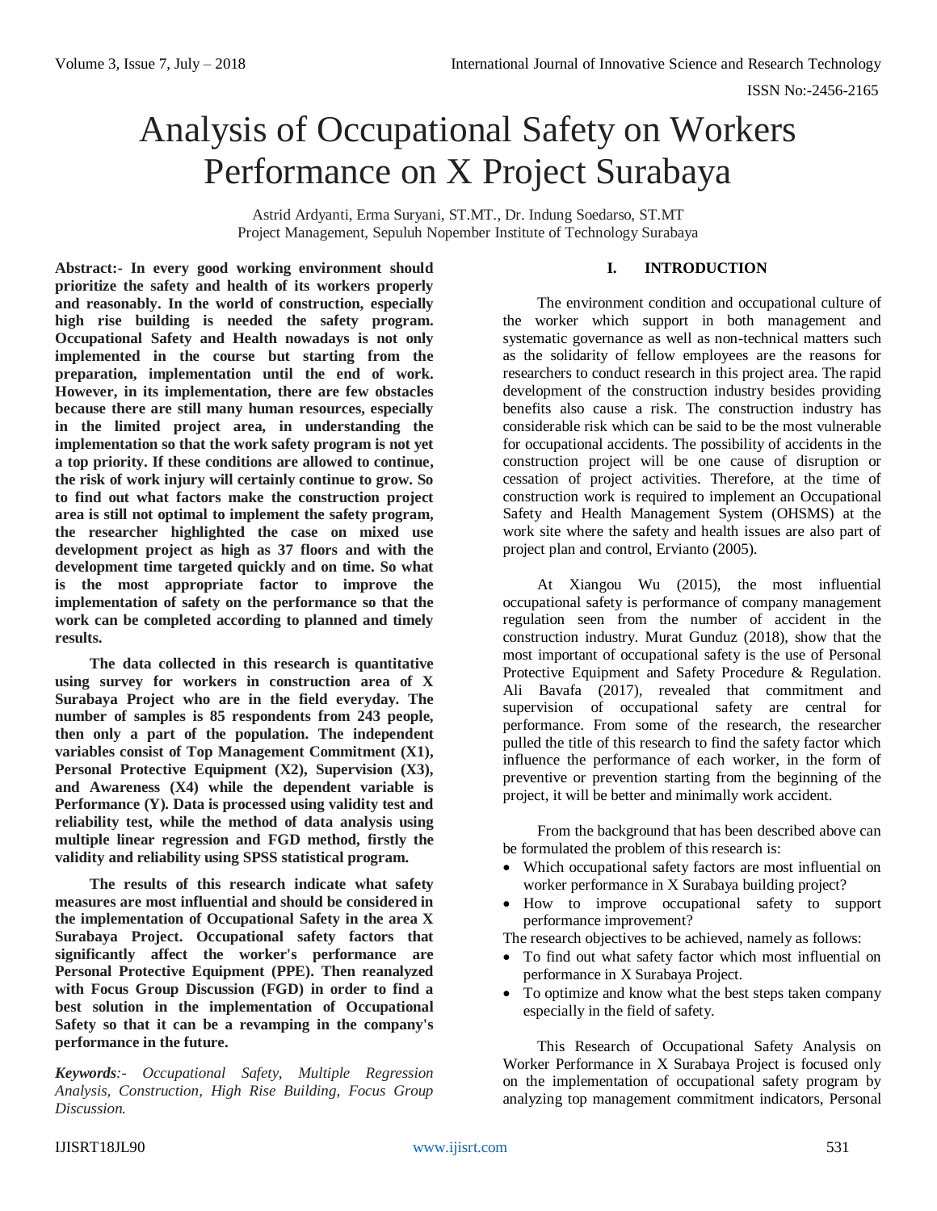# Analysis of Occupational Safety on Workers Performance on X Project Surabaya

Astrid Ardyanti, Erma Suryani, ST.MT., Dr. Indung Soedarso, ST.MT
Project Management, Sepuluh Nopember Institute of Technology Surabaya

**Abstract:- In every good working environment should prioritize the safety and health of its workers properly and reasonably. In the world of construction, especially high rise building is needed the safety program. Occupational Safety and Health nowadays is not only implemented in the course but starting from the preparation, implementation until the end of work. However, in its implementation, there are few obstacles because there are still many human resources, especially in the limited project area, in understanding the implementation so that the work safety program is not yet a top priority. If these conditions are allowed to continue, the risk of work injury will certainly continue to grow. So to find out what factors make the construction project area is still not optimal to implement the safety program, the researcher highlighted the case on mixed use development project as high as 37 floors and with the development time targeted quickly and on time. So what is the most appropriate factor to improve the implementation of safety on the performance so that the work can be completed according to planned and timely results.**

**The data collected in this research is quantitative using survey for workers in construction area of X Surabaya Project who are in the field everyday. The number of samples is 85 respondents from 243 people, then only a part of the population. The independent variables consist of Top Management Commitment (X1), Personal Protective Equipment (X2), Supervision (X3), and Awareness (X4) while the dependent variable is Performance (Y). Data is processed using validity test and reliability test, while the method of data analysis using multiple linear regression and FGD method, firstly the validity and reliability using SPSS statistical program.**

**The results of this research indicate what safety measures are most influential and should be considered in the implementation of Occupational Safety in the area X Surabaya Project. Occupational safety factors that significantly affect the worker's performance are Personal Protective Equipment (PPE). Then reanalyzed with Focus Group Discussion (FGD) in order to find a best solution in the implementation of Occupational Safety so that it can be a revamping in the company's performance in the future.**

***Keywords**:- Occupational Safety, Multiple Regression Analysis, Construction, High Rise Building, Focus Group Discussion.*

## I. INTRODUCTION

The environment condition and occupational culture of the worker which support in both management and systematic governance as well as non-technical matters such as the solidarity of fellow employees are the reasons for researchers to conduct research in this project area. The rapid development of the construction industry besides providing benefits also cause a risk. The construction industry has considerable risk which can be said to be the most vulnerable for occupational accidents. The possibility of accidents in the construction project will be one cause of disruption or cessation of project activities. Therefore, at the time of construction work is required to implement an Occupational Safety and Health Management System (OHSMS) at the work site where the safety and health issues are also part of project plan and control, Ervianto (2005).

At Xiangou Wu (2015), the most influential occupational safety is performance of company management regulation seen from the number of accident in the construction industry. Murat Gunduz (2018), show that the most important of occupational safety is the use of Personal Protective Equipment and Safety Procedure & Regulation. Ali Bavafa (2017), revealed that commitment and supervision of occupational safety are central for performance. From some of the research, the researcher pulled the title of this research to find the safety factor which influence the performance of each worker, in the form of preventive or prevention starting from the beginning of the project, it will be better and minimally work accident.

From the background that has been described above can be formulated the problem of this research is:

- Which occupational safety factors are most influential on worker performance in X Surabaya building project?
- How to improve occupational safety to support performance improvement?

The research objectives to be achieved, namely as follows:

- To find out what safety factor which most influential on performance in X Surabaya Project.
- To optimize and know what the best steps taken company especially in the field of safety.

This Research of Occupational Safety Analysis on Worker Performance in X Surabaya Project is focused only on the implementation of occupational safety program by analyzing top management commitment indicators, Personal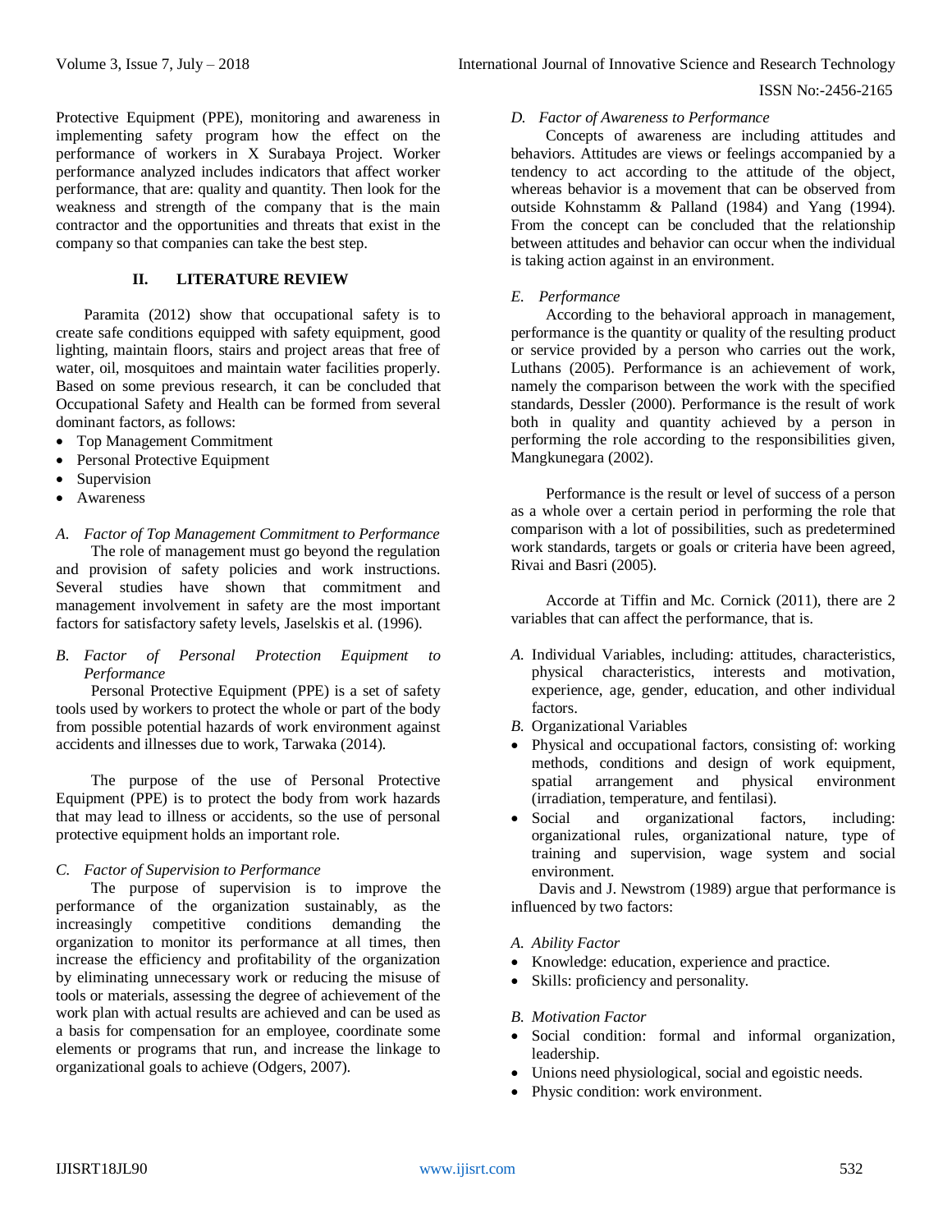Protective Equipment (PPE), monitoring and awareness in implementing safety program how the effect on the performance of workers in X Surabaya Project. Worker performance analyzed includes indicators that affect worker performance, that are: quality and quantity. Then look for the weakness and strength of the company that is the main contractor and the opportunities and threats that exist in the company so that companies can take the best step.

## II. LITERATURE REVIEW

Paramita (2012) show that occupational safety is to create safe conditions equipped with safety equipment, good lighting, maintain floors, stairs and project areas that free of water, oil, mosquitoes and maintain water facilities properly. Based on some previous research, it can be concluded that Occupational Safety and Health can be formed from several dominant factors, as follows:

- Top Management Commitment
- Personal Protective Equipment
- Supervision
- Awareness

### *A. Factor of Top Management Commitment to Performance*

The role of management must go beyond the regulation and provision of safety policies and work instructions. Several studies have shown that commitment and management involvement in safety are the most important factors for satisfactory safety levels, Jaselskis et al. (1996).

### *B. Factor of Personal Protection Equipment to Performance*

Personal Protective Equipment (PPE) is a set of safety tools used by workers to protect the whole or part of the body from possible potential hazards of work environment against accidents and illnesses due to work, Tarwaka (2014).

The purpose of the use of Personal Protective Equipment (PPE) is to protect the body from work hazards that may lead to illness or accidents, so the use of personal protective equipment holds an important role.

### *C. Factor of Supervision to Performance*

The purpose of supervision is to improve the performance of the organization sustainably, as the increasingly competitive conditions demanding the organization to monitor its performance at all times, then increase the efficiency and profitability of the organization by eliminating unnecessary work or reducing the misuse of tools or materials, assessing the degree of achievement of the work plan with actual results are achieved and can be used as a basis for compensation for an employee, coordinate some elements or programs that run, and increase the linkage to organizational goals to achieve (Odgers, 2007).

### *D. Factor of Awareness to Performance*

Concepts of awareness are including attitudes and behaviors. Attitudes are views or feelings accompanied by a tendency to act according to the attitude of the object, whereas behavior is a movement that can be observed from outside Kohnstamm & Palland (1984) and Yang (1994). From the concept can be concluded that the relationship between attitudes and behavior can occur when the individual is taking action against in an environment.

### *E. Performance*

According to the behavioral approach in management, performance is the quantity or quality of the resulting product or service provided by a person who carries out the work, Luthans (2005). Performance is an achievement of work, namely the comparison between the work with the specified standards, Dessler (2000). Performance is the result of work both in quality and quantity achieved by a person in performing the role according to the responsibilities given, Mangkunegara (2002).

Performance is the result or level of success of a person as a whole over a certain period in performing the role that comparison with a lot of possibilities, such as predetermined work standards, targets or goals or criteria have been agreed, Rivai and Basri (2005).

Accorde at Tiffin and Mc. Cornick (2011), there are 2 variables that can affect the performance, that is.

*A.* Individual Variables, including: attitudes, characteristics, physical characteristics, interests and motivation, experience, age, gender, education, and other individual factors.

*B.* Organizational Variables

- Physical and occupational factors, consisting of: working methods, conditions and design of work equipment, spatial arrangement and physical environment (irradiation, temperature, and fentilasi).
- Social and organizational factors, including: organizational rules, organizational nature, type of training and supervision, wage system and social environment.

Davis and J. Newstrom (1989) argue that performance is influenced by two factors:

*A. Ability Factor*

- Knowledge: education, experience and practice.
- Skills: proficiency and personality.

*B. Motivation Factor*

- Social condition: formal and informal organization, leadership.
- Unions need physiological, social and egoistic needs.
- Physic condition: work environment.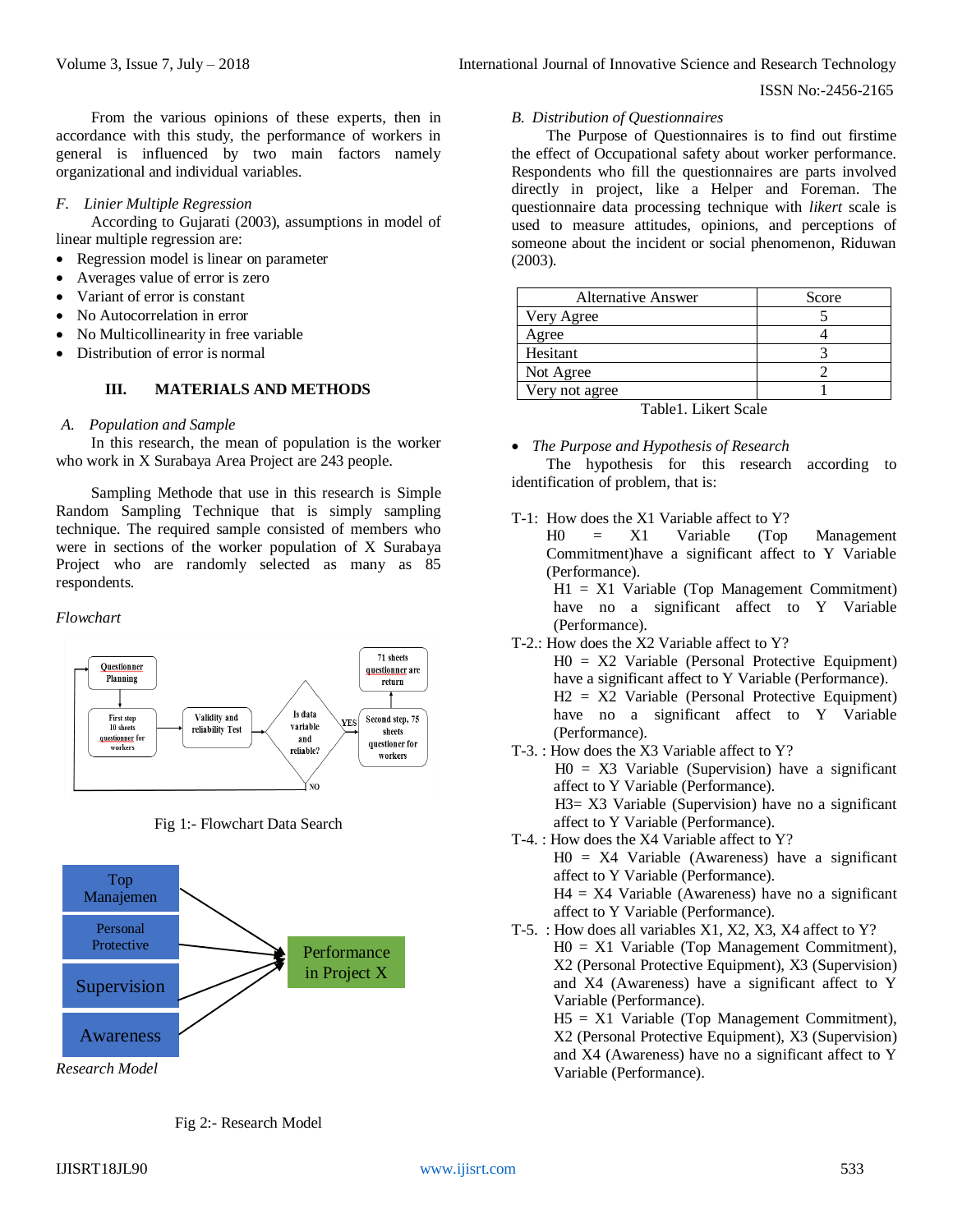From the various opinions of these experts, then in accordance with this study, the performance of workers in general is influenced by two main factors namely organizational and individual variables.

### *F. Linier Multiple Regression*

According to Gujarati (2003), assumptions in model of linear multiple regression are:

- Regression model is linear on parameter
- Averages value of error is zero
- Variant of error is constant
- No Autocorrelation in error
- No Multicollinearity in free variable
- Distribution of error is normal

## III. MATERIALS AND METHODS

### *A. Population and Sample*

In this research, the mean of population is the worker who work in X Surabaya Area Project are 243 people.

Sampling Methode that use in this research is Simple Random Sampling Technique that is simply sampling technique. The required sample consisted of members who were in sections of the worker population of X Surabaya Project who are randomly selected as many as 85 respondents.

*Flowchart*

Questionner Planning → First step 10 sheets questionner for workers → Validity and reliability Test → Is data variable and reliable? (NO → back to Questionner Planning; YES → Second step, 75 sheets questioner for workers → 71 sheets questionner are return)

Fig 1:- Flowchart Data Search

Top Manajemen, Personal Protective, Supervision, Awareness → Performance in Project X

*Research Model*

Fig 2:- Research Model

### *B. Distribution of Questionnaires*

The Purpose of Questionnaires is to find out firstime the effect of Occupational safety about worker performance. Respondents who fill the questionnaires are parts involved directly in project, like a Helper and Foreman. The questionnaire data processing technique with *likert* scale is used to measure attitudes, opinions, and perceptions of someone about the incident or social phenomenon, Riduwan (2003).

| Alternative Answer | Score |
|---|---|
| Very Agree | 5 |
| Agree | 4 |
| Hesitant | 3 |
| Not Agree | 2 |
| Very not agree | 1 |

Table1. Likert Scale

- *The Purpose and Hypothesis of Research*

The hypothesis for this research according to identification of problem, that is:

T-1: How does the X1 Variable affect to Y?
H0 = X1 Variable (Top Management Commitment)have a significant affect to Y Variable (Performance).
H1 = X1 Variable (Top Management Commitment) have no a significant affect to Y Variable (Performance).

T-2.: How does the X2 Variable affect to Y?
H0 = X2 Variable (Personal Protective Equipment) have a significant affect to Y Variable (Performance).
H2 = X2 Variable (Personal Protective Equipment) have no a significant affect to Y Variable (Performance).

T-3. : How does the X3 Variable affect to Y?
H0 = X3 Variable (Supervision) have a significant affect to Y Variable (Performance).
H3= X3 Variable (Supervision) have no a significant affect to Y Variable (Performance).

T-4. : How does the X4 Variable affect to Y?
H0 = X4 Variable (Awareness) have a significant affect to Y Variable (Performance).
H4 = X4 Variable (Awareness) have no a significant affect to Y Variable (Performance).

T-5. : How does all variables X1, X2, X3, X4 affect to Y?
H0 = X1 Variable (Top Management Commitment), X2 (Personal Protective Equipment), X3 (Supervision) and X4 (Awareness) have a significant affect to Y Variable (Performance).
H5 = X1 Variable (Top Management Commitment), X2 (Personal Protective Equipment), X3 (Supervision) and X4 (Awareness) have no a significant affect to Y Variable (Performance).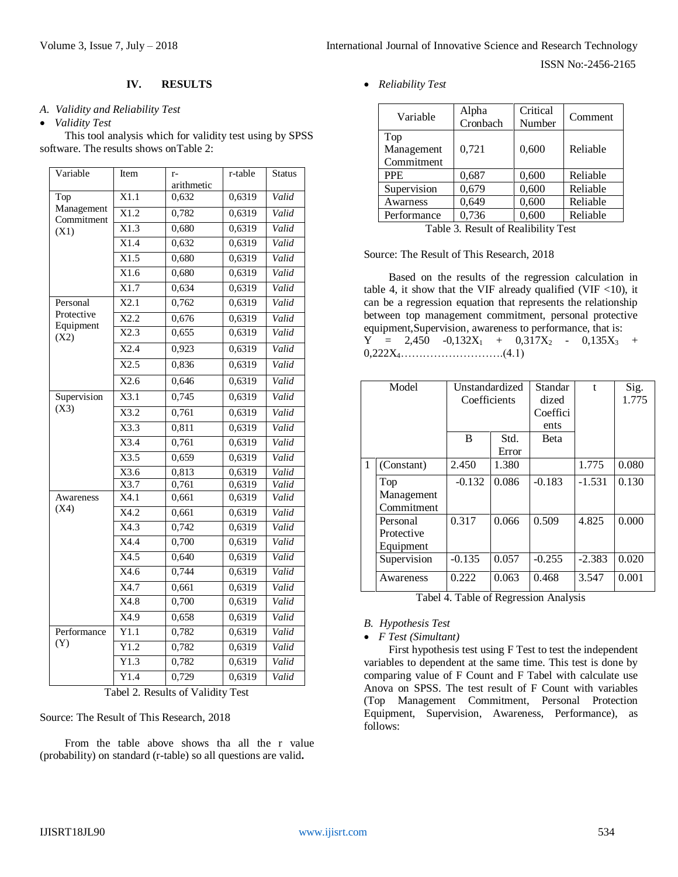## IV. RESULTS

### A. Validity and Reliability Test

- *Validity Test*

This tool analysis which for validity test using by SPSS software. The results shows onTable 2:

| Variable | Item | r-arithmetic | r-table | Status |
|---|---|---|---|---|
| Top Management Commitment (X1) | X1.1 | 0,632 | 0,6319 | *Valid* |
| | X1.2 | 0,782 | 0,6319 | *Valid* |
| | X1.3 | 0,680 | 0,6319 | *Valid* |
| | X1.4 | 0,632 | 0,6319 | *Valid* |
| | X1.5 | 0,680 | 0,6319 | *Valid* |
| | X1.6 | 0,680 | 0,6319 | *Valid* |
| | X1.7 | 0,634 | 0,6319 | *Valid* |
| Personal Protective Equipment (X2) | X2.1 | 0,762 | 0,6319 | *Valid* |
| | X2.2 | 0,676 | 0,6319 | *Valid* |
| | X2.3 | 0,655 | 0,6319 | *Valid* |
| | X2.4 | 0,923 | 0,6319 | *Valid* |
| | X2.5 | 0,836 | 0,6319 | *Valid* |
| | X2.6 | 0,646 | 0,6319 | *Valid* |
| Supervision (X3) | X3.1 | 0,745 | 0,6319 | *Valid* |
| | X3.2 | 0,761 | 0,6319 | *Valid* |
| | X3.3 | 0,811 | 0,6319 | *Valid* |
| | X3.4 | 0,761 | 0,6319 | *Valid* |
| | X3.5 | 0,659 | 0,6319 | *Valid* |
| | X3.6 | 0,813 | 0,6319 | *Valid* |
| | X3.7 | 0,761 | 0,6319 | *Valid* |
| Awareness (X4) | X4.1 | 0,661 | 0,6319 | *Valid* |
| | X4.2 | 0,661 | 0,6319 | *Valid* |
| | X4.3 | 0,742 | 0,6319 | *Valid* |
| | X4.4 | 0,700 | 0,6319 | *Valid* |
| | X4.5 | 0,640 | 0,6319 | *Valid* |
| | X4.6 | 0,744 | 0,6319 | *Valid* |
| | X4.7 | 0,661 | 0,6319 | *Valid* |
| | X4.8 | 0,700 | 0,6319 | *Valid* |
| | X4.9 | 0,658 | 0,6319 | *Valid* |
| Performance (Y) | Y1.1 | 0,782 | 0,6319 | *Valid* |
| | Y1.2 | 0,782 | 0,6319 | *Valid* |
| | Y1.3 | 0,782 | 0,6319 | *Valid* |
| | Y1.4 | 0,729 | 0,6319 | *Valid* |

Tabel 2. Results of Validity Test

Source: The Result of This Research, 2018

From the table above shows tha all the r value (probability) on standard (r-table) so all questions are valid**.**

- *Reliability Test*

| Variable | Alpha Cronbach | Critical Number | Comment |
|---|---|---|---|
| Top Management Commitment | 0,721 | 0,600 | Reliable |
| PPE | 0,687 | 0,600 | Reliable |
| Supervision | 0,679 | 0,600 | Reliable |
| Awarness | 0,649 | 0,600 | Reliable |
| Performance | 0,736 | 0,600 | Reliable |

Table 3. Result of Realibility Test

Source: The Result of This Research, 2018

Based on the results of the regression calculation in table 4, it show that the VIF already qualified (VIF <10), it can be a regression equation that represents the relationship between top management commitment, personal protective equipment,Supervision, awareness to performance, that is:

$$Y = 2{,}450 - 0{,}132X_1 + 0{,}317X_2 - 0{,}135X_3 + 0{,}222X_4 \quad (4.1)$$

| Model | | Unstandardized Coefficients | | Standardized Coefficients | t | Sig. 1.775 |
|---|---|---|---|---|---|---|
| | | B | Std. Error | Beta | | |
| 1 | (Constant) | 2.450 | 1.380 | | 1.775 | 0.080 |
| | Top Management Commitment | -0.132 | 0.086 | -0.183 | -1.531 | 0.130 |
| | Personal Protective Equipment | 0.317 | 0.066 | 0.509 | 4.825 | 0.000 |
| | Supervision | -0.135 | 0.057 | -0.255 | -2.383 | 0.020 |
| | Awareness | 0.222 | 0.063 | 0.468 | 3.547 | 0.001 |

Tabel 4. Table of Regression Analysis

### B. Hypothesis Test

- *F Test (Simultant)*

First hypothesis test using F Test to test the independent variables to dependent at the same time. This test is done by comparing value of F Count and F Tabel with calculate use Anova on SPSS. The test result of F Count with variables (Top Management Commitment, Personal Protection Equipment, Supervision, Awareness, Performance), as follows: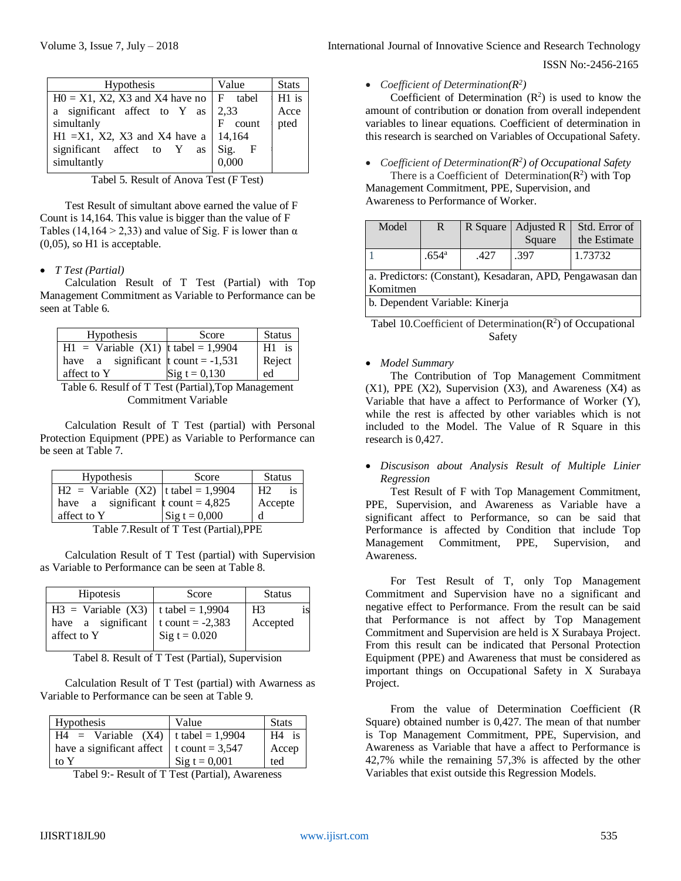| Hypothesis | Value | Stats |
|---|---|---|
| H0 = X1, X2, X3 and X4 have no a significant affect to Y as simultanly H1 =X1, X2, X3 and X4 have a significant affect to Y as simultantly | F tabel 2,33 F count 14,164 Sig. F 0,000 | H1 is Accepted |

Tabel 5. Result of Anova Test (F Test)

Test Result of simultant above earned the value of F Count is 14,164. This value is bigger than the value of F Tables (14,164 > 2,33) and value of Sig. F is lower than α (0,05), so H1 is acceptable.

- *T Test (Partial)*

Calculation Result of T Test (Partial) with Top Management Commitment as Variable to Performance can be seen at Table 6.

| Hypothesis | Score | Status |
|---|---|---|
| H1 = Variable (X1) have a significant affect to Y | t tabel = 1,9904 t count = -1,531 Sig t = 0,130 | H1 is Rejected |

Table 6. Resulf of T Test (Partial),Top Management Commitment Variable

Calculation Result of T Test (partial) with Personal Protection Equipment (PPE) as Variable to Performance can be seen at Table 7.

| Hypothesis | Score | Status |
|---|---|---|
| H2 = Variable (X2) have a significant affect to Y | t tabel = 1,9904 t count = 4,825 Sig t = 0,000 | H2 is Accepted |

Table 7.Result of T Test (Partial),PPE

Calculation Result of T Test (partial) with Supervision as Variable to Performance can be seen at Table 8.

| Hipotesis | Score | Status |
|---|---|---|
| H3 = Variable (X3) have a significant affect to Y | t tabel = 1,9904 t count = -2,383 Sig t = 0.020 | H3 is Accepted |

Tabel 8. Result of T Test (Partial), Supervision

Calculation Result of T Test (partial) with Awarness as Variable to Performance can be seen at Table 9.

| Hypothesis | Value | Stats |
|---|---|---|
| H4 = Variable (X4) have a significant affect to Y | t tabel = 1,9904 t count = 3,547 Sig t = 0,001 | H4 is Accepted |

Tabel 9:- Result of T Test (Partial), Awareness

- *Coefficient of Determination($R^2$)*

Coefficient of Determination ($R^2$) is used to know the amount of contribution or donation from overall independent variables to linear equations. Coefficient of determination in this research is searched on Variables of Occupational Safety.

- *Coefficient of Determination($R^2$) of Occupational Safety*

There is a Coefficient of Determination($R^2$) with Top Management Commitment, PPE, Supervision, and Awareness to Performance of Worker.

| Model | R | R Square | Adjusted R Square | Std. Error of the Estimate |
|---|---|---|---|---|
| 1 | .654[a] | .427 | .397 | 1.73732 |
| a. Predictors: (Constant), Kesadaran, APD, Pengawasan dan Komitmen | | | | |
| b. Dependent Variable: Kinerja | | | | |

Tabel 10.Coefficient of Determination($R^2$) of Occupational Safety

- *Model Summary*

The Contribution of Top Management Commitment (X1), PPE (X2), Supervision (X3), and Awareness (X4) as Variable that have a affect to Performance of Worker (Y), while the rest is affected by other variables which is not included to the Model. The Value of R Square in this research is 0,427.

- *Discusison about Analysis Result of Multiple Linier Regression*

Test Result of F with Top Management Commitment, PPE, Supervision, and Awareness as Variable have a significant affect to Performance, so can be said that Performance is affected by Condition that include Top Management Commitment, PPE, Supervision, and Awareness.

For Test Result of T, only Top Management Commitment and Supervision have no a significant and negative effect to Performance. From the result can be said that Performance is not affect by Top Management Commitment and Supervision are held is X Surabaya Project. From this result can be indicated that Personal Protection Equipment (PPE) and Awareness that must be considered as important things on Occupational Safety in X Surabaya Project.

From the value of Determination Coefficient (R Square) obtained number is 0,427. The mean of that number is Top Management Commitment, PPE, Supervision, and Awareness as Variable that have a affect to Performance is 42,7% while the remaining 57,3% is affected by the other Variables that exist outside this Regression Models.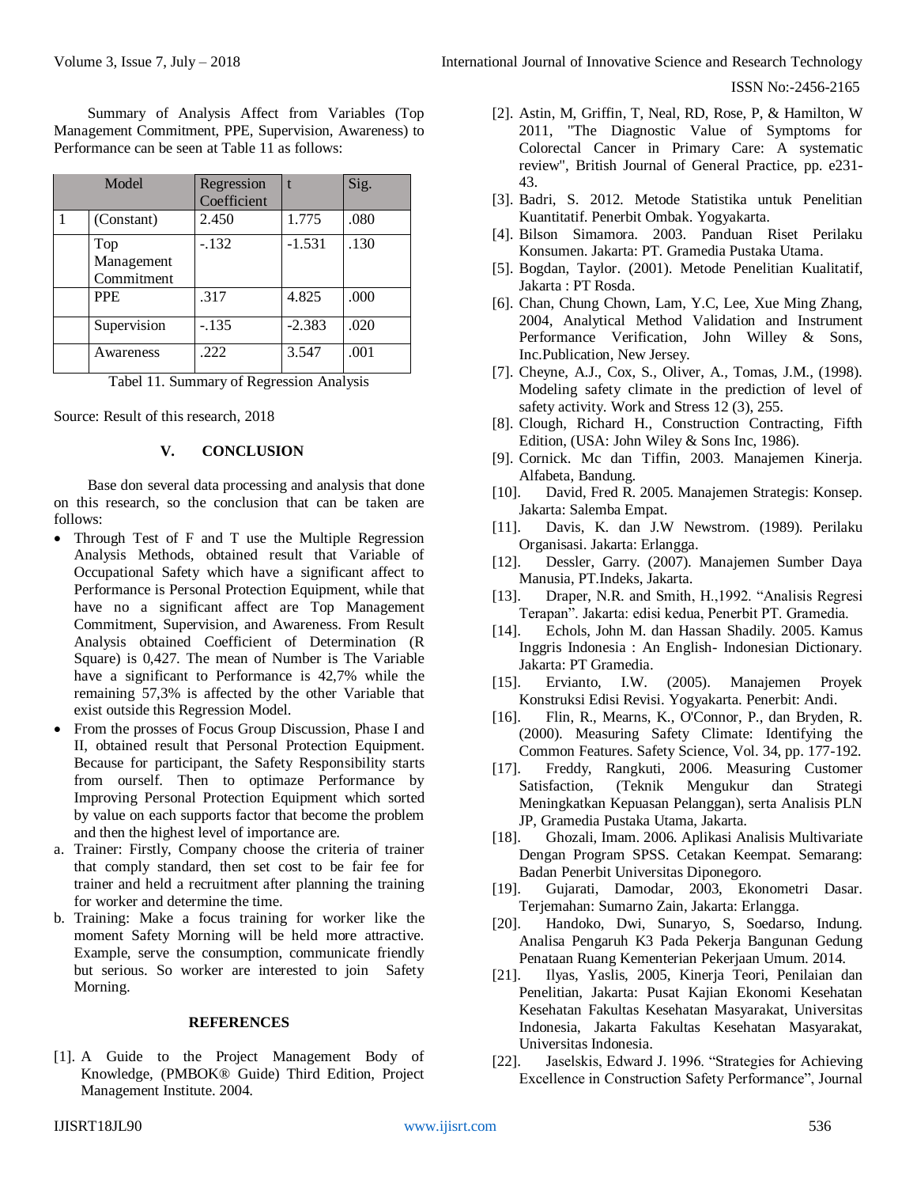Summary of Analysis Affect from Variables (Top Management Commitment, PPE, Supervision, Awareness) to Performance can be seen at Table 11 as follows:

| Model | | Regression Coefficient | t | Sig. |
|---|---|---|---|---|
| 1 | (Constant) | 2.450 | 1.775 | .080 |
| | Top Management Commitment | -.132 | -1.531 | .130 |
| | PPE | .317 | 4.825 | .000 |
| | Supervision | -.135 | -2.383 | .020 |
| | Awareness | .222 | 3.547 | .001 |

Tabel 11. Summary of Regression Analysis

Source: Result of this research, 2018

## V. CONCLUSION

Base don several data processing and analysis that done on this research, so the conclusion that can be taken are follows:

- Through Test of F and T use the Multiple Regression Analysis Methods, obtained result that Variable of Occupational Safety which have a significant affect to Performance is Personal Protection Equipment, while that have no a significant affect are Top Management Commitment, Supervision, and Awareness. From Result Analysis obtained Coefficient of Determination (R Square) is 0,427. The mean of Number is The Variable have a significant to Performance is 42,7% while the remaining 57,3% is affected by the other Variable that exist outside this Regression Model.
- From the prosses of Focus Group Discussion, Phase I and II, obtained result that Personal Protection Equipment. Because for participant, the Safety Responsibility starts from ourself. Then to optimaze Performance by Improving Personal Protection Equipment which sorted by value on each supports factor that become the problem and then the highest level of importance are.

a. Trainer: Firstly, Company choose the criteria of trainer that comply standard, then set cost to be fair fee for trainer and held a recruitment after planning the training for worker and determine the time.

b. Training: Make a focus training for worker like the moment Safety Morning will be held more attractive. Example, serve the consumption, communicate friendly but serious. So worker are interested to join Safety Morning.

## REFERENCES

[1]. A Guide to the Project Management Body of Knowledge, (PMBOK® Guide) Third Edition, Project Management Institute. 2004.

[2]. Astin, M, Griffin, T, Neal, RD, Rose, P, & Hamilton, W 2011, "The Diagnostic Value of Symptoms for Colorectal Cancer in Primary Care: A systematic review", British Journal of General Practice, pp. e231-43.

[3]. Badri, S. 2012. Metode Statistika untuk Penelitian Kuantitatif. Penerbit Ombak. Yogyakarta.

[4]. Bilson Simamora. 2003. Panduan Riset Perilaku Konsumen. Jakarta: PT. Gramedia Pustaka Utama.

[5]. Bogdan, Taylor. (2001). Metode Penelitian Kualitatif, Jakarta : PT Rosda.

[6]. Chan, Chung Chown, Lam, Y.C, Lee, Xue Ming Zhang, 2004, Analytical Method Validation and Instrument Performance Verification, John Willey & Sons, Inc.Publication, New Jersey.

[7]. Cheyne, A.J., Cox, S., Oliver, A., Tomas, J.M., (1998). Modeling safety climate in the prediction of level of safety activity. Work and Stress 12 (3), 255.

[8]. Clough, Richard H., Construction Contracting, Fifth Edition, (USA: John Wiley & Sons Inc, 1986).

[9]. Cornick. Mc dan Tiffin, 2003. Manajemen Kinerja. Alfabeta, Bandung.

[10]. David, Fred R. 2005. Manajemen Strategis: Konsep. Jakarta: Salemba Empat.

[11]. Davis, K. dan J.W Newstrom. (1989). Perilaku Organisasi. Jakarta: Erlangga.

[12]. Dessler, Garry. (2007). Manajemen Sumber Daya Manusia, PT.Indeks, Jakarta.

[13]. Draper, N.R. and Smith, H.,1992. "Analisis Regresi Terapan". Jakarta: edisi kedua, Penerbit PT. Gramedia.

[14]. Echols, John M. dan Hassan Shadily. 2005. Kamus Inggris Indonesia : An English- Indonesian Dictionary. Jakarta: PT Gramedia.

[15]. Ervianto, I.W. (2005). Manajemen Proyek Konstruksi Edisi Revisi. Yogyakarta. Penerbit: Andi.

[16]. Flin, R., Mearns, K., O'Connor, P., dan Bryden, R. (2000). Measuring Safety Climate: Identifying the Common Features. Safety Science, Vol. 34, pp. 177-192.

[17]. Freddy, Rangkuti, 2006. Measuring Customer Satisfaction, (Teknik Mengukur dan Strategi Meningkatkan Kepuasan Pelanggan), serta Analisis PLN JP, Gramedia Pustaka Utama, Jakarta.

[18]. Ghozali, Imam. 2006. Aplikasi Analisis Multivariate Dengan Program SPSS. Cetakan Keempat. Semarang: Badan Penerbit Universitas Diponegoro.

[19]. Gujarati, Damodar, 2003, Ekonometri Dasar. Terjemahan: Sumarno Zain, Jakarta: Erlangga.

[20]. Handoko, Dwi, Sunaryo, S, Soedarso, Indung. Analisa Pengaruh K3 Pada Pekerja Bangunan Gedung Penataan Ruang Kementerian Pekerjaan Umum. 2014.

[21]. Ilyas, Yaslis, 2005, Kinerja Teori, Penilaian dan Penelitian, Jakarta: Pusat Kajian Ekonomi Kesehatan Kesehatan Fakultas Kesehatan Masyarakat, Universitas Indonesia, Jakarta Fakultas Kesehatan Masyarakat, Universitas Indonesia.

[22]. Jaselskis, Edward J. 1996. "Strategies for Achieving Excellence in Construction Safety Performance", Journal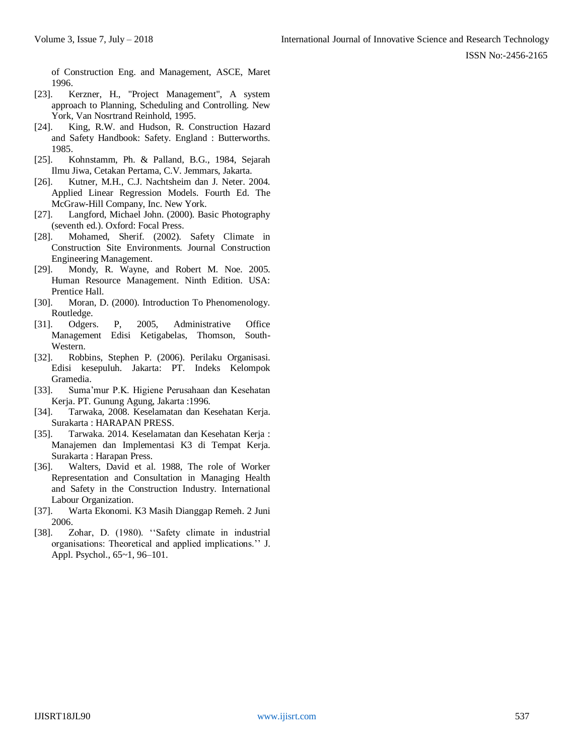of Construction Eng. and Management, ASCE, Maret 1996.

[23]. Kerzner, H., "Project Management", A system approach to Planning, Scheduling and Controlling. New York, Van Nosrtrand Reinhold, 1995.

[24]. King, R.W. and Hudson, R. Construction Hazard and Safety Handbook: Safety. England : Butterworths. 1985.

[25]. Kohnstamm, Ph. & Palland, B.G., 1984, Sejarah Ilmu Jiwa, Cetakan Pertama, C.V. Jemmars, Jakarta.

[26]. Kutner, M.H., C.J. Nachtsheim dan J. Neter. 2004. Applied Linear Regression Models. Fourth Ed. The McGraw-Hill Company, Inc. New York.

[27]. Langford, Michael John. (2000). Basic Photography (seventh ed.). Oxford: Focal Press.

[28]. Mohamed, Sherif. (2002). Safety Climate in Construction Site Environments. Journal Construction Engineering Management.

[29]. Mondy, R. Wayne, and Robert M. Noe. 2005. Human Resource Management. Ninth Edition. USA: Prentice Hall.

[30]. Moran, D. (2000). Introduction To Phenomenology. Routledge.

[31]. Odgers. P, 2005, Administrative Office Management Edisi Ketigabelas, Thomson, South-Western.

[32]. Robbins, Stephen P. (2006). Perilaku Organisasi. Edisi kesepuluh. Jakarta: PT. Indeks Kelompok Gramedia.

[33]. Suma'mur P.K. Higiene Perusahaan dan Kesehatan Kerja. PT. Gunung Agung, Jakarta :1996.

[34]. Tarwaka, 2008. Keselamatan dan Kesehatan Kerja. Surakarta : HARAPAN PRESS.

[35]. Tarwaka. 2014. Keselamatan dan Kesehatan Kerja : Manajemen dan Implementasi K3 di Tempat Kerja. Surakarta : Harapan Press.

[36]. Walters, David et al. 1988, The role of Worker Representation and Consultation in Managing Health and Safety in the Construction Industry. International Labour Organization.

[37]. Warta Ekonomi. K3 Masih Dianggap Remeh. 2 Juni 2006.

[38]. Zohar, D. (1980). ''Safety climate in industrial organisations: Theoretical and applied implications.'' J. Appl. Psychol., 65~1, 96–101.